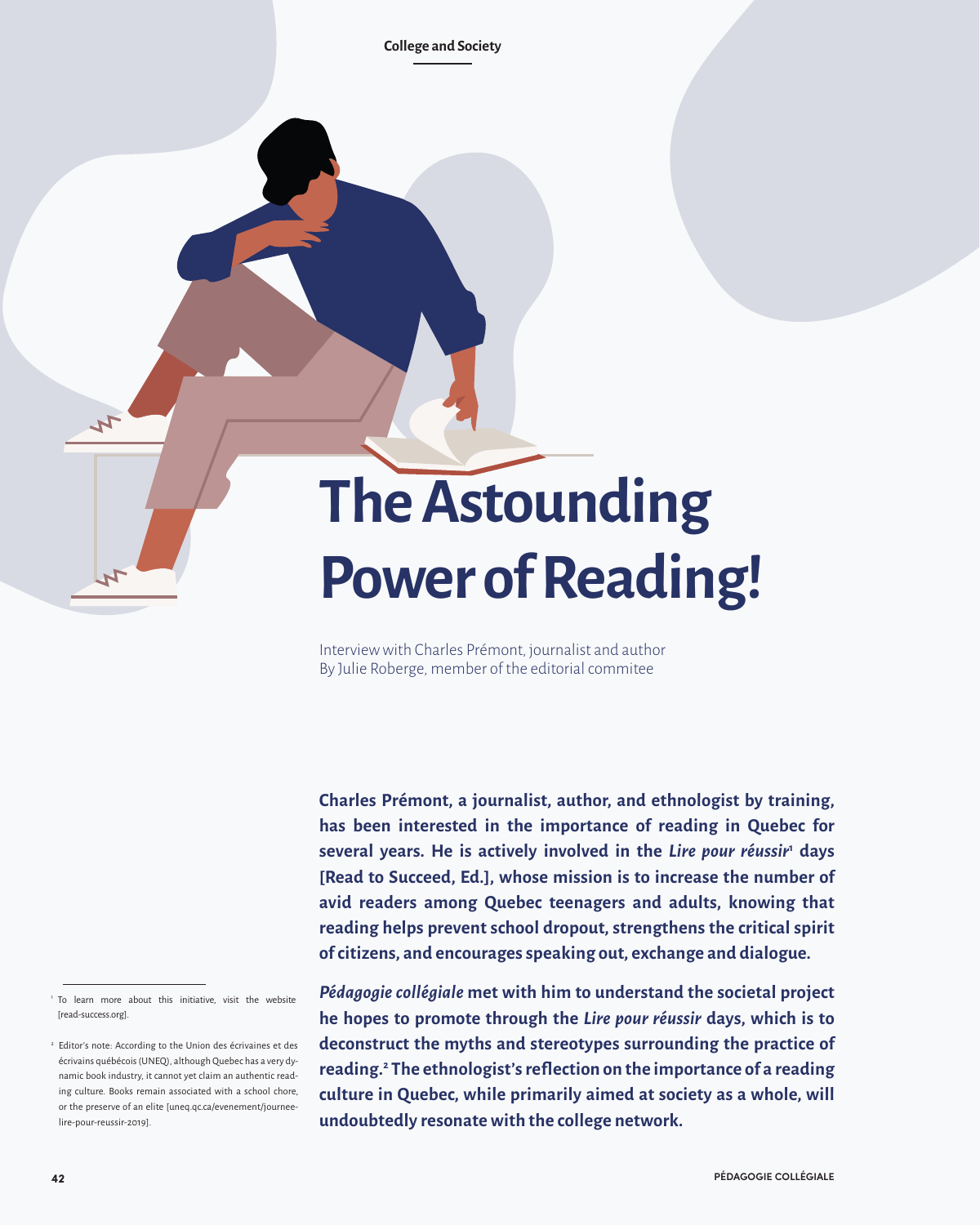# The Astounding Power of Reading!

Interview with Charles Prémont, journalist and author
By Julie Roberge, member of the editorial commitee

**Charles Prémont, a journalist, author, and ethnologist by training, has been interested in the importance of reading in Quebec for several years. He is actively involved in the *Lire pour réussir*[1] days [Read to Succeed, Ed.], whose mission is to increase the number of avid readers among Quebec teenagers and adults, knowing that reading helps prevent school dropout, strengthens the critical spirit of citizens, and encourages speaking out, exchange and dialogue.**

***Pédagogie collégiale* met with him to understand the societal project he hopes to promote through the *Lire pour réussir* days, which is to deconstruct the myths and stereotypes surrounding the practice of reading.[2] The ethnologist's reflection on the importance of a reading culture in Quebec, while primarily aimed at society as a whole, will undoubtedly resonate with the college network.**

[1] To learn more about this initiative, visit the website [read-success.org].

[2] Editor's note: According to the Union des écrivaines et des écrivains québécois (UNEQ), although Quebec has a very dynamic book industry, it cannot yet claim an authentic reading culture. Books remain associated with a school chore, or the preserve of an elite [uneq.qc.ca/evenement/journee-lire-pour-reussir-2019].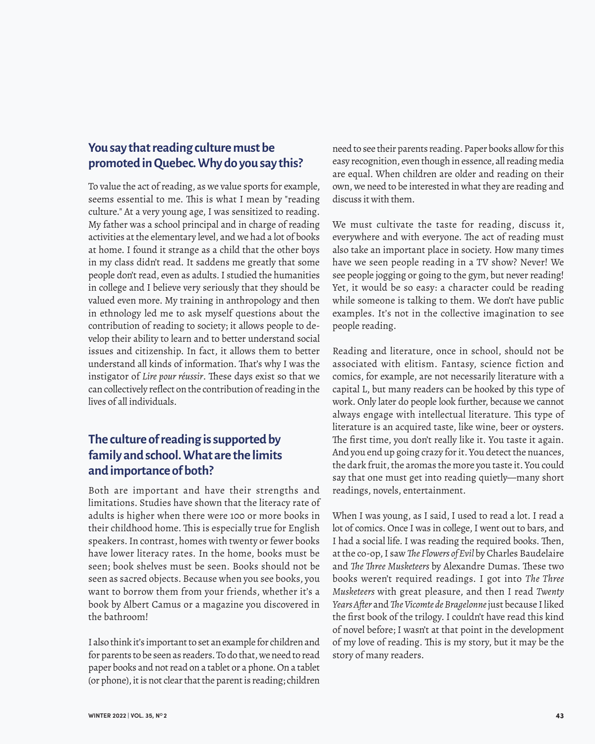## You say that reading culture must be promoted in Quebec. Why do you say this?

To value the act of reading, as we value sports for example, seems essential to me. This is what I mean by "reading culture." At a very young age, I was sensitized to reading. My father was a school principal and in charge of reading activities at the elementary level, and we had a lot of books at home. I found it strange as a child that the other boys in my class didn't read. It saddens me greatly that some people don't read, even as adults. I studied the humanities in college and I believe very seriously that they should be valued even more. My training in anthropology and then in ethnology led me to ask myself questions about the contribution of reading to society; it allows people to develop their ability to learn and to better understand social issues and citizenship. In fact, it allows them to better understand all kinds of information. That's why I was the instigator of *Lire pour réussir*. These days exist so that we can collectively reflect on the contribution of reading in the lives of all individuals.

## The culture of reading is supported by family and school. What are the limits and importance of both?

Both are important and have their strengths and limitations. Studies have shown that the literacy rate of adults is higher when there were 100 or more books in their childhood home. This is especially true for English speakers. In contrast, homes with twenty or fewer books have lower literacy rates. In the home, books must be seen; book shelves must be seen. Books should not be seen as sacred objects. Because when you see books, you want to borrow them from your friends, whether it's a book by Albert Camus or a magazine you discovered in the bathroom!

I also think it's important to set an example for children and for parents to be seen as readers. To do that, we need to read paper books and not read on a tablet or a phone. On a tablet (or phone), it is not clear that the parent is reading; children need to see their parents reading. Paper books allow for this easy recognition, even though in essence, all reading media are equal. When children are older and reading on their own, we need to be interested in what they are reading and discuss it with them.

We must cultivate the taste for reading, discuss it, everywhere and with everyone. The act of reading must also take an important place in society. How many times have we seen people reading in a TV show? Never! We see people jogging or going to the gym, but never reading! Yet, it would be so easy: a character could be reading while someone is talking to them. We don't have public examples. It's not in the collective imagination to see people reading.

Reading and literature, once in school, should not be associated with elitism. Fantasy, science fiction and comics, for example, are not necessarily literature with a capital L, but many readers can be hooked by this type of work. Only later do people look further, because we cannot always engage with intellectual literature. This type of literature is an acquired taste, like wine, beer or oysters. The first time, you don't really like it. You taste it again. And you end up going crazy for it. You detect the nuances, the dark fruit, the aromas the more you taste it. You could say that one must get into reading quietly—many short readings, novels, entertainment.

When I was young, as I said, I used to read a lot. I read a lot of comics. Once I was in college, I went out to bars, and I had a social life. I was reading the required books. Then, at the co-op, I saw *The Flowers of Evil* by Charles Baudelaire and *The Three Musketeers* by Alexandre Dumas. These two books weren't required readings. I got into *The Three Musketeers* with great pleasure, and then I read *Twenty Years After* and *The Vicomte de Bragelonne* just because I liked the first book of the trilogy. I couldn't have read this kind of novel before; I wasn't at that point in the development of my love of reading. This is my story, but it may be the story of many readers.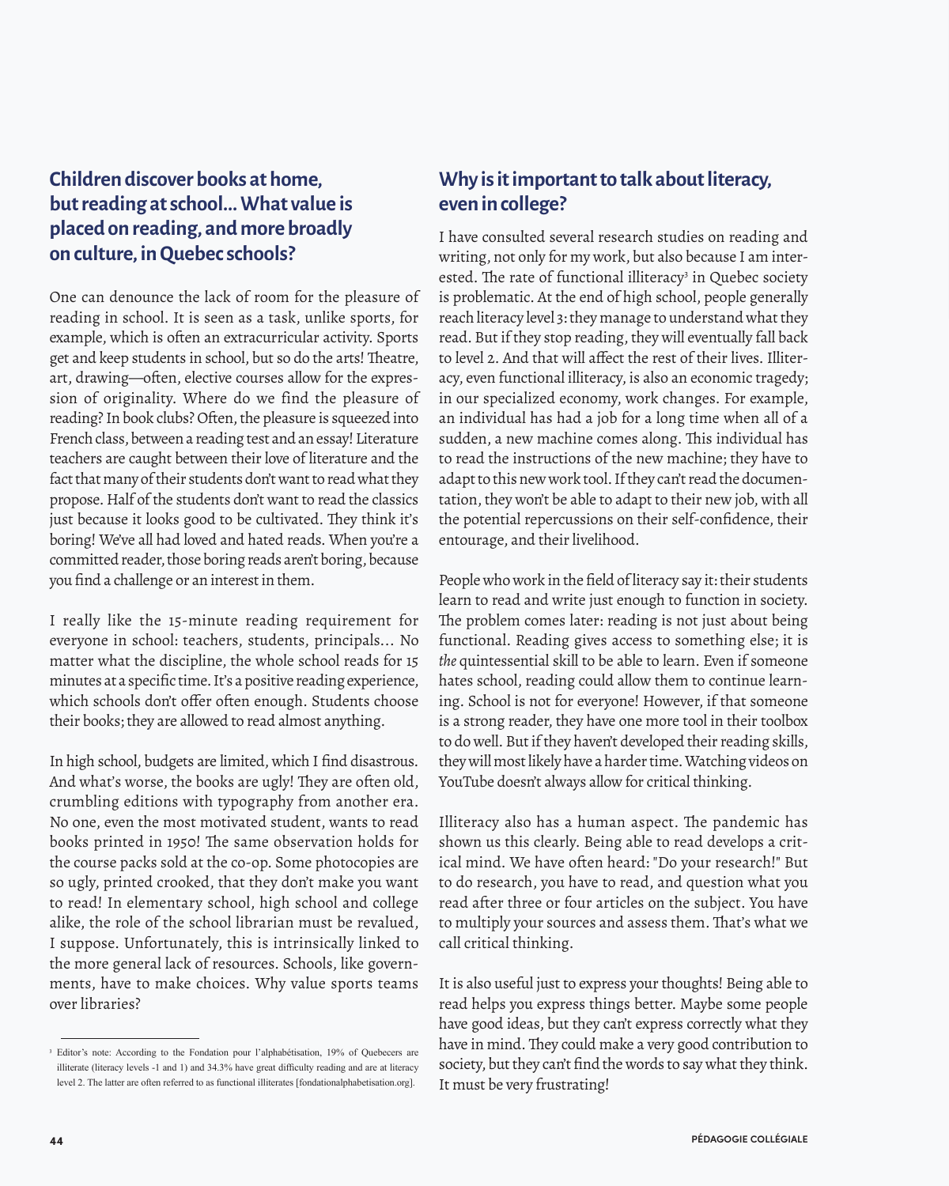## Children discover books at home, but reading at school… What value is placed on reading, and more broadly on culture, in Quebec schools?

One can denounce the lack of room for the pleasure of reading in school. It is seen as a task, unlike sports, for example, which is often an extracurricular activity. Sports get and keep students in school, but so do the arts! Theatre, art, drawing—often, elective courses allow for the expression of originality. Where do we find the pleasure of reading? In book clubs? Often, the pleasure is squeezed into French class, between a reading test and an essay! Literature teachers are caught between their love of literature and the fact that many of their students don't want to read what they propose. Half of the students don't want to read the classics just because it looks good to be cultivated. They think it's boring! We've all had loved and hated reads. When you're a committed reader, those boring reads aren't boring, because you find a challenge or an interest in them.

I really like the 15-minute reading requirement for everyone in school: teachers, students, principals… No matter what the discipline, the whole school reads for 15 minutes at a specific time. It's a positive reading experience, which schools don't offer often enough. Students choose their books; they are allowed to read almost anything.

In high school, budgets are limited, which I find disastrous. And what's worse, the books are ugly! They are often old, crumbling editions with typography from another era. No one, even the most motivated student, wants to read books printed in 1950! The same observation holds for the course packs sold at the co-op. Some photocopies are so ugly, printed crooked, that they don't make you want to read! In elementary school, high school and college alike, the role of the school librarian must be revalued, I suppose. Unfortunately, this is intrinsically linked to the more general lack of resources. Schools, like governments, have to make choices. Why value sports teams over libraries?

## Why is it important to talk about literacy, even in college?

I have consulted several research studies on reading and writing, not only for my work, but also because I am interested. The rate of functional illiteracy[3] in Quebec society is problematic. At the end of high school, people generally reach literacy level 3: they manage to understand what they read. But if they stop reading, they will eventually fall back to level 2. And that will affect the rest of their lives. Illiteracy, even functional illiteracy, is also an economic tragedy; in our specialized economy, work changes. For example, an individual has had a job for a long time when all of a sudden, a new machine comes along. This individual has to read the instructions of the new machine; they have to adapt to this new work tool. If they can't read the documentation, they won't be able to adapt to their new job, with all the potential repercussions on their self-confidence, their entourage, and their livelihood.

People who work in the field of literacy say it: their students learn to read and write just enough to function in society. The problem comes later: reading is not just about being functional. Reading gives access to something else; it is *the* quintessential skill to be able to learn. Even if someone hates school, reading could allow them to continue learning. School is not for everyone! However, if that someone is a strong reader, they have one more tool in their toolbox to do well. But if they haven't developed their reading skills, they will most likely have a harder time. Watching videos on YouTube doesn't always allow for critical thinking.

Illiteracy also has a human aspect. The pandemic has shown us this clearly. Being able to read develops a critical mind. We have often heard: "Do your research!" But to do research, you have to read, and question what you read after three or four articles on the subject. You have to multiply your sources and assess them. That's what we call critical thinking.

It is also useful just to express your thoughts! Being able to read helps you express things better. Maybe some people have good ideas, but they can't express correctly what they have in mind. They could make a very good contribution to society, but they can't find the words to say what they think. It must be very frustrating!

---

[3] Editor's note: According to the Fondation pour l'alphabétisation, 19% of Quebecers are illiterate (literacy levels -1 and 1) and 34.3% have great difficulty reading and are at literacy level 2. The latter are often referred to as functional illiterates [fondationalphabetisation.org].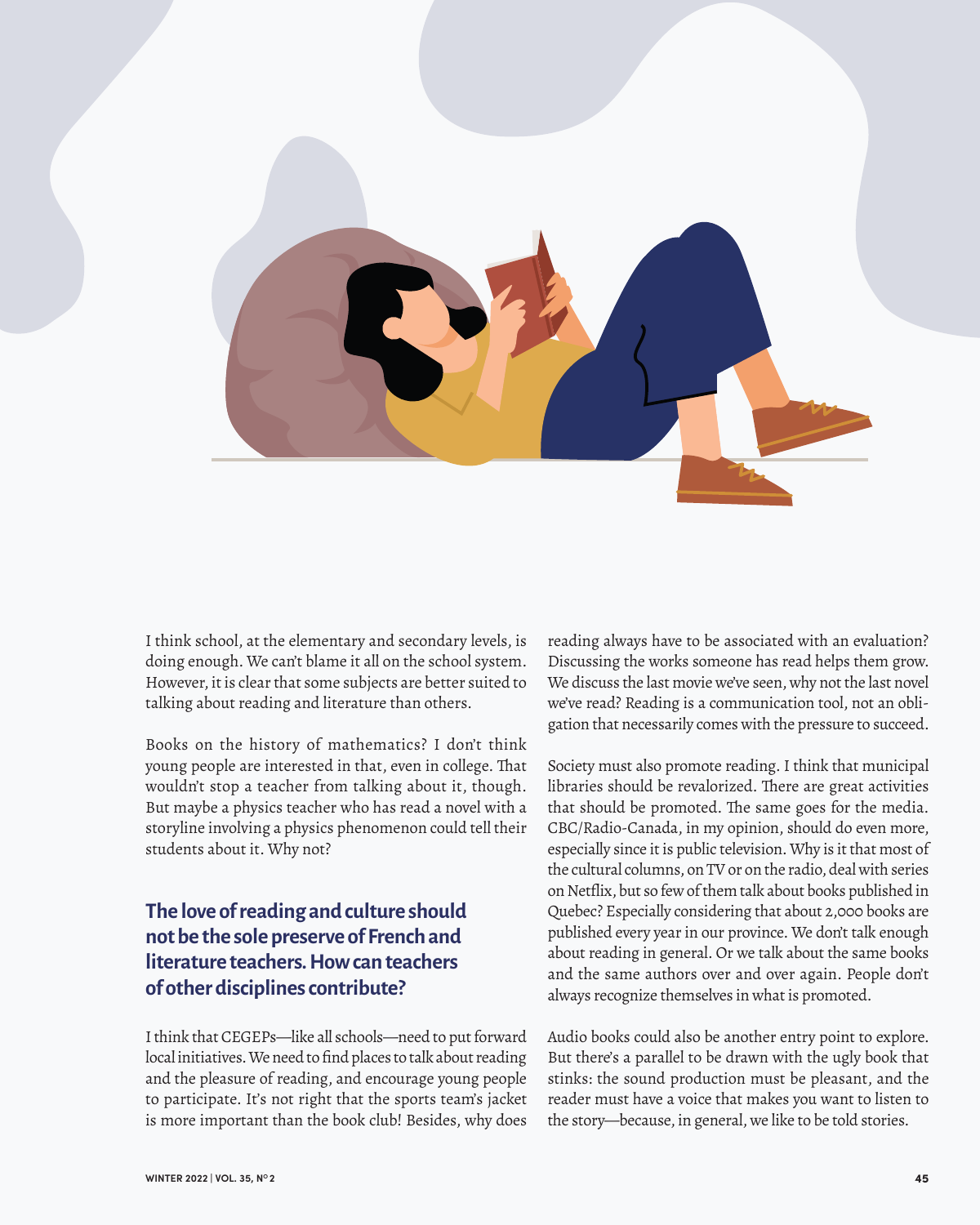I think school, at the elementary and secondary levels, is doing enough. We can't blame it all on the school system. However, it is clear that some subjects are better suited to talking about reading and literature than others.

Books on the history of mathematics? I don't think young people are interested in that, even in college. That wouldn't stop a teacher from talking about it, though. But maybe a physics teacher who has read a novel with a storyline involving a physics phenomenon could tell their students about it. Why not?

## The love of reading and culture should not be the sole preserve of French and literature teachers. How can teachers of other disciplines contribute?

I think that CEGEPs—like all schools—need to put forward local initiatives. We need to find places to talk about reading and the pleasure of reading, and encourage young people to participate. It's not right that the sports team's jacket is more important than the book club! Besides, why does reading always have to be associated with an evaluation? Discussing the works someone has read helps them grow. We discuss the last movie we've seen, why not the last novel we've read? Reading is a communication tool, not an obligation that necessarily comes with the pressure to succeed.

Society must also promote reading. I think that municipal libraries should be revalorized. There are great activities that should be promoted. The same goes for the media. CBC/Radio-Canada, in my opinion, should do even more, especially since it is public television. Why is it that most of the cultural columns, on TV or on the radio, deal with series on Netflix, but so few of them talk about books published in Quebec? Especially considering that about 2,000 books are published every year in our province. We don't talk enough about reading in general. Or we talk about the same books and the same authors over and over again. People don't always recognize themselves in what is promoted.

Audio books could also be another entry point to explore. But there's a parallel to be drawn with the ugly book that stinks: the sound production must be pleasant, and the reader must have a voice that makes you want to listen to the story—because, in general, we like to be told stories.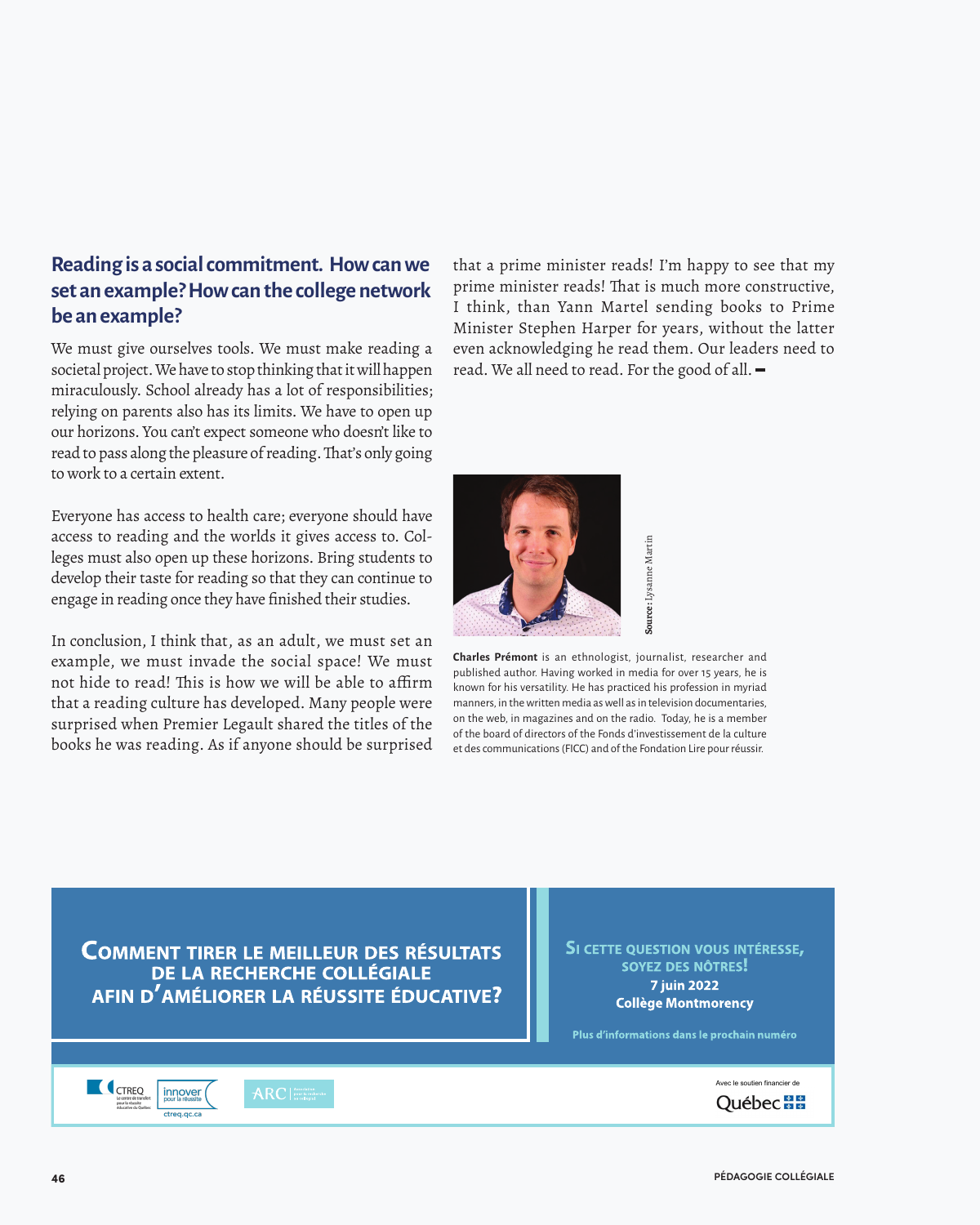### Reading is a social commitment. How can we set an example? How can the college network be an example?

We must give ourselves tools. We must make reading a societal project. We have to stop thinking that it will happen miraculously. School already has a lot of responsibilities; relying on parents also has its limits. We have to open up our horizons. You can't expect someone who doesn't like to read to pass along the pleasure of reading. That's only going to work to a certain extent.

Everyone has access to health care; everyone should have access to reading and the worlds it gives access to. Colleges must also open up these horizons. Bring students to develop their taste for reading so that they can continue to engage in reading once they have finished their studies.

In conclusion, I think that, as an adult, we must set an example, we must invade the social space! We must not hide to read! This is how we will be able to affirm that a reading culture has developed. Many people were surprised when Premier Legault shared the titles of the books he was reading. As if anyone should be surprised that a prime minister reads! I'm happy to see that my prime minister reads! That is much more constructive, I think, than Yann Martel sending books to Prime Minister Stephen Harper for years, without the latter even acknowledging he read them. Our leaders need to read. We all need to read. For the good of all.

**Source :** Lysanne Martin

**Charles Prémont** is an ethnologist, journalist, researcher and published author. Having worked in media for over 15 years, he is known for his versatility. He has practiced his profession in myriad manners, in the written media as well as in television documentaries, on the web, in magazines and on the radio. Today, he is a member of the board of directors of the Fonds d'investissement de la culture et des communications (FICC) and of the Fondation Lire pour réussir.

**COMMENT TIRER LE MEILLEUR DES RÉSULTATS DE LA RECHERCHE COLLÉGIALE AFIN D'AMÉLIORER LA RÉUSSITE ÉDUCATIVE?**

**SI CETTE QUESTION VOUS INTÉRESSE, SOYEZ DES NÔTRES!**

**7 juin 2022**
**Collège Montmorency**

**Plus d'informations dans le prochain numéro**

CTREQ — innover pour la réussite — ctreq.qc.ca — ARC

Avec le soutien financier de Québec